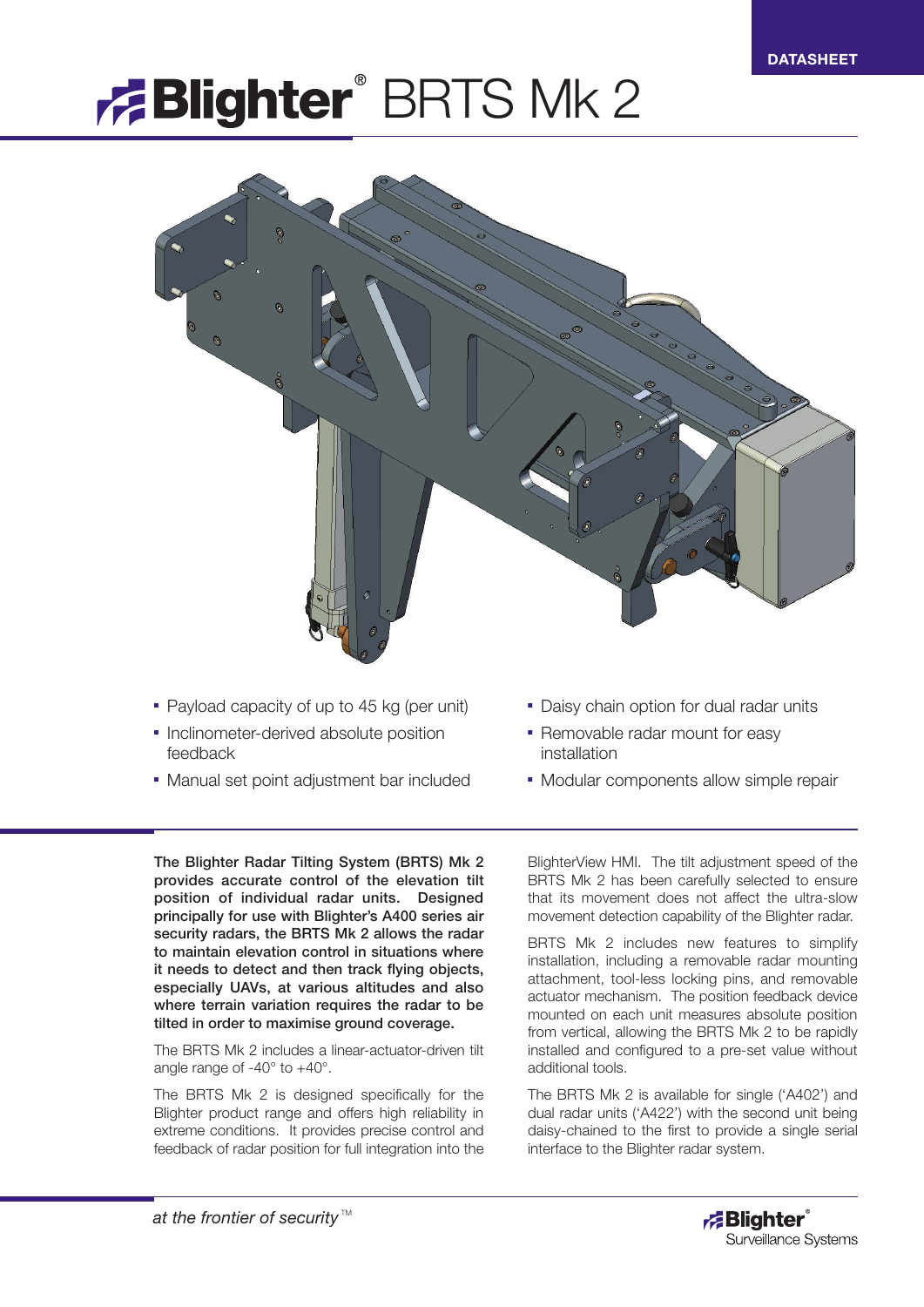DATASHEET

# Blighter® BRTS Mk 2

- Payload capacity of up to 45 kg (per unit)
- Inclinometer-derived absolute position feedback
- Manual set point adjustment bar included
- Daisy chain option for dual radar units
- Removable radar mount for easy installation
- Modular components allow simple repair

**The Blighter Radar Tilting System (BRTS) Mk 2 provides accurate control of the elevation tilt position of individual radar units. Designed principally for use with Blighter's A400 series air security radars, the BRTS Mk 2 allows the radar to maintain elevation control in situations where it needs to detect and then track flying objects, especially UAVs, at various altitudes and also where terrain variation requires the radar to be tilted in order to maximise ground coverage.**

The BRTS Mk 2 includes a linear-actuator-driven tilt angle range of -40° to +40°.

The BRTS Mk 2 is designed specifically for the Blighter product range and offers high reliability in extreme conditions. It provides precise control and feedback of radar position for full integration into the BlighterView HMI. The tilt adjustment speed of the BRTS Mk 2 has been carefully selected to ensure that its movement does not affect the ultra-slow movement detection capability of the Blighter radar.

BRTS Mk 2 includes new features to simplify installation, including a removable radar mounting attachment, tool-less locking pins, and removable actuator mechanism. The position feedback device mounted on each unit measures absolute position from vertical, allowing the BRTS Mk 2 to be rapidly installed and configured to a pre-set value without additional tools.

The BRTS Mk 2 is available for single ('A402') and dual radar units ('A422') with the second unit being daisy-chained to the first to provide a single serial interface to the Blighter radar system.

*at the frontier of security*™

Blighter® Surveillance Systems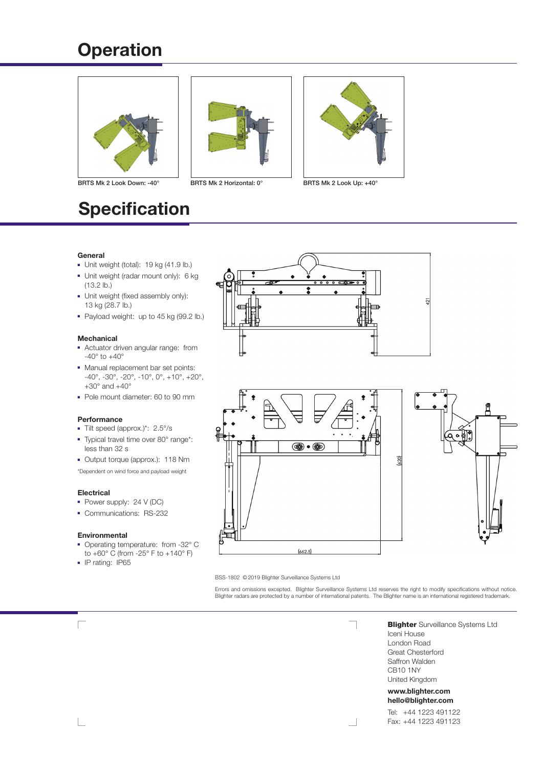# Operation

BRTS Mk 2 Look Down: -40°

BRTS Mk 2 Horizontal: 0°

BRTS Mk 2 Look Up: +40°

# Specification

### General

- Unit weight (total): 19 kg (41.9 lb.)
- Unit weight (radar mount only): 6 kg (13.2 lb.)
- Unit weight (fixed assembly only): 13 kg (28.7 lb.)
- Payload weight: up to 45 kg (99.2 lb.)

### Mechanical

- Actuator driven angular range: from -40° to +40°
- Manual replacement bar set points: -40°, -30°, -20°, -10°, 0°, +10°, +20°, +30° and +40°
- Pole mount diameter: 60 to 90 mm

### Performance

- Tilt speed (approx.)*: 2.5°/s
- Typical travel time over 80° range*: less than 32 s
- Output torque (approx.): 118 Nm

*Dependent on wind force and payload weight

### Electrical

- Power supply: 24 V (DC)
- Communications: RS-232

### Environmental

- Operating temperature: from -32° C to +60° C (from -25° F to +140° F)
- IP rating: IP65

421

(620)

(662.5)

BSS-1802 © 2019 Blighter Surveillance Systems Ltd

Errors and omissions excepted. Blighter Surveillance Systems Ltd reserves the right to modify specifications without notice. Blighter radars are protected by a number of international patents. The Blighter name is an international registered trademark.

**Blighter** Surveillance Systems Ltd
Iceni House
London Road
Great Chesterford
Saffron Walden
CB10 1NY
United Kingdom

**www.blighter.com**
**hello@blighter.com**

Tel: +44 1223 491122
Fax: +44 1223 491123